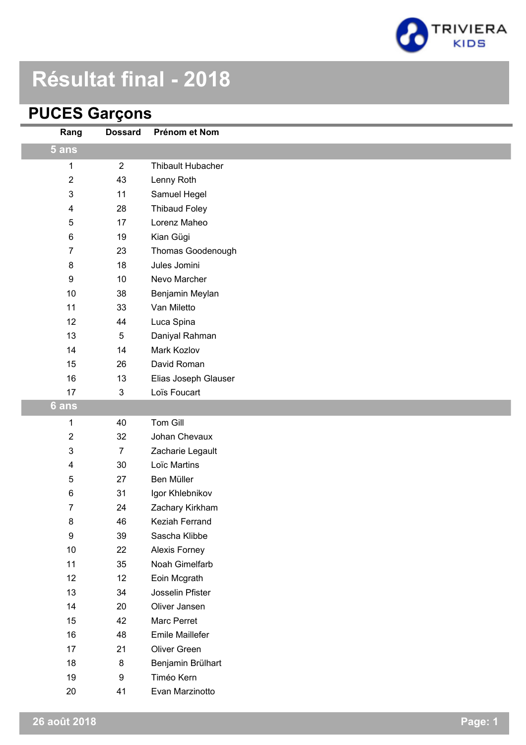# Résultat final - 2018

## PUCES Garçons

| Rang | Dossard | Prénom et Nom |
|---|---|---|
| **5 ans** | | |
| 1 | 2 | Thibault Hubacher |
| 2 | 43 | Lenny Roth |
| 3 | 11 | Samuel Hegel |
| 4 | 28 | Thibaud Foley |
| 5 | 17 | Lorenz Maheo |
| 6 | 19 | Kian Gügi |
| 7 | 23 | Thomas Goodenough |
| 8 | 18 | Jules Jomini |
| 9 | 10 | Nevo Marcher |
| 10 | 38 | Benjamin Meylan |
| 11 | 33 | Van Miletto |
| 12 | 44 | Luca Spina |
| 13 | 5 | Daniyal Rahman |
| 14 | 14 | Mark Kozlov |
| 15 | 26 | David Roman |
| 16 | 13 | Elias Joseph Glauser |
| 17 | 3 | Loïs Foucart |
| **6 ans** | | |
| 1 | 40 | Tom Gill |
| 2 | 32 | Johan Chevaux |
| 3 | 7 | Zacharie Legault |
| 4 | 30 | Loïc Martins |
| 5 | 27 | Ben Müller |
| 6 | 31 | Igor Khlebnikov |
| 7 | 24 | Zachary Kirkham |
| 8 | 46 | Keziah Ferrand |
| 9 | 39 | Sascha Klibbe |
| 10 | 22 | Alexis Forney |
| 11 | 35 | Noah Gimelfarb |
| 12 | 12 | Eoin Mcgrath |
| 13 | 34 | Josselin Pfister |
| 14 | 20 | Oliver Jansen |
| 15 | 42 | Marc Perret |
| 16 | 48 | Emile Maillefer |
| 17 | 21 | Oliver Green |
| 18 | 8 | Benjamin Brülhart |
| 19 | 9 | Timéo Kern |
| 20 | 41 | Evan Marzinotto |

26 août 2018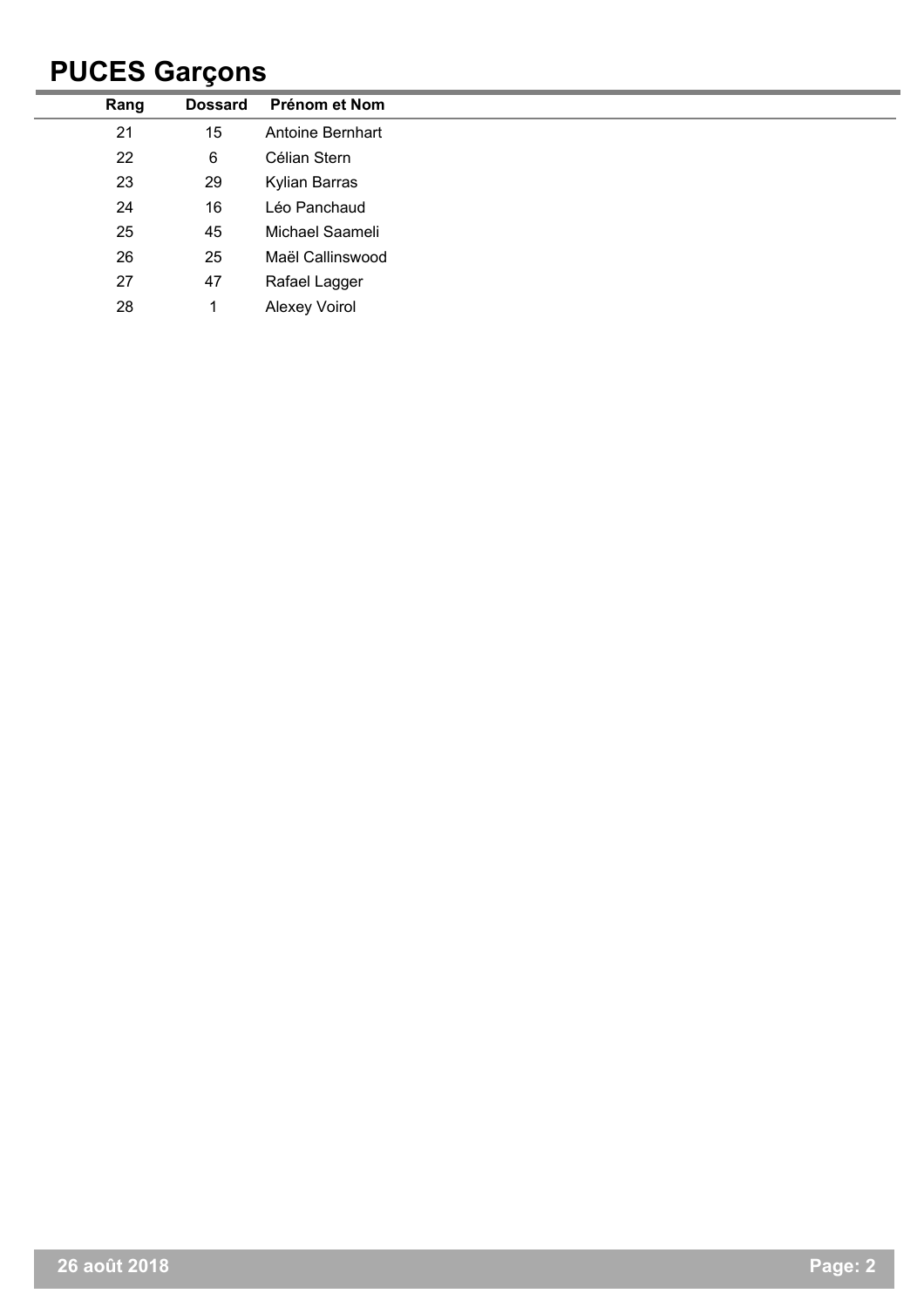# PUCES Garçons

| Rang | Dossard | Prénom et Nom |
|---|---|---|
| 21 | 15 | Antoine Bernhart |
| 22 | 6 | Célian Stern |
| 23 | 29 | Kylian Barras |
| 24 | 16 | Léo Panchaud |
| 25 | 45 | Michael Saameli |
| 26 | 25 | Maël Callinswood |
| 27 | 47 | Rafael Lagger |
| 28 | 1 | Alexey Voirol |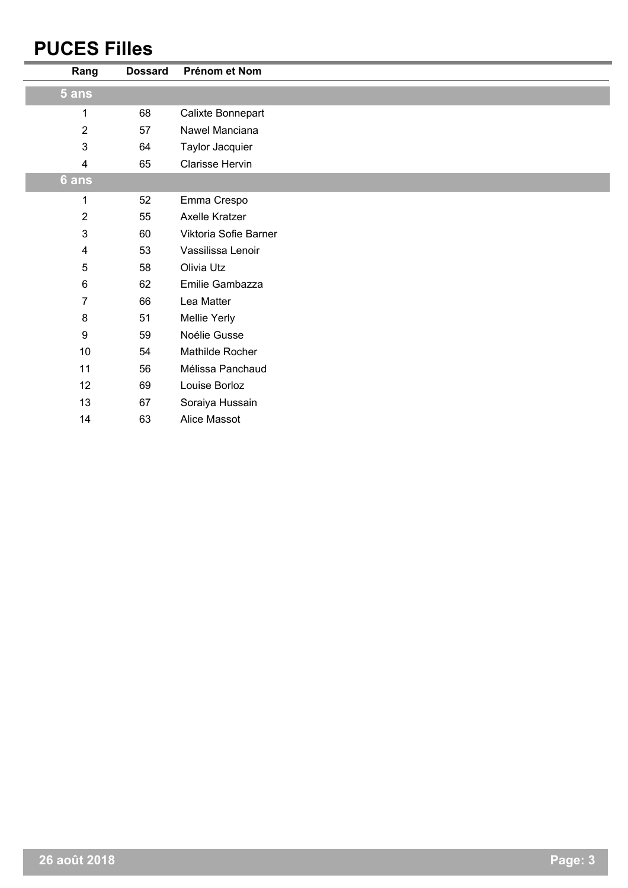# PUCES Filles

| Rang | Dossard | Prénom et Nom |
|---|---|---|
| **5 ans** | | |
| 1 | 68 | Calixte Bonnepart |
| 2 | 57 | Nawel Manciana |
| 3 | 64 | Taylor Jacquier |
| 4 | 65 | Clarisse Hervin |
| **6 ans** | | |
| 1 | 52 | Emma Crespo |
| 2 | 55 | Axelle Kratzer |
| 3 | 60 | Viktoria Sofie Barner |
| 4 | 53 | Vassilissa Lenoir |
| 5 | 58 | Olivia Utz |
| 6 | 62 | Emilie Gambazza |
| 7 | 66 | Lea Matter |
| 8 | 51 | Mellie Yerly |
| 9 | 59 | Noélie Gusse |
| 10 | 54 | Mathilde Rocher |
| 11 | 56 | Mélissa Panchaud |
| 12 | 69 | Louise Borloz |
| 13 | 67 | Soraiya Hussain |
| 14 | 63 | Alice Massot |

26 août 2018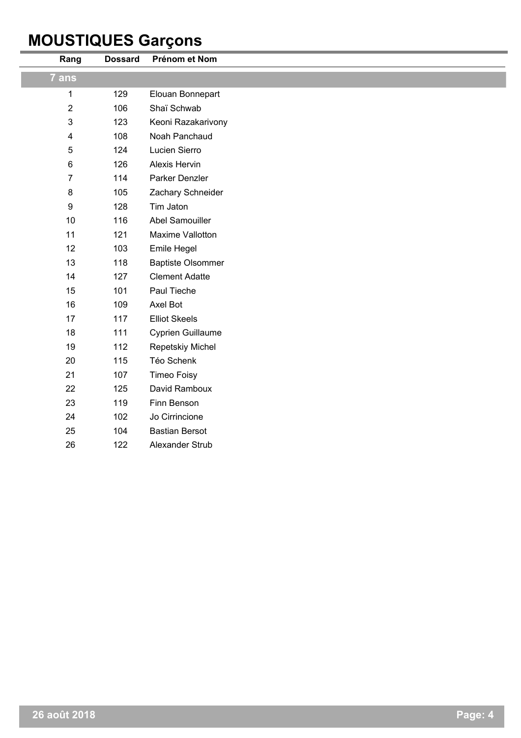# MOUSTIQUES Garçons

| Rang | Dossard | Prénom et Nom |
|---|---|---|
| **7 ans** | | |
| 1 | 129 | Elouan Bonnepart |
| 2 | 106 | Shaï Schwab |
| 3 | 123 | Keoni Razakarivony |
| 4 | 108 | Noah Panchaud |
| 5 | 124 | Lucien Sierro |
| 6 | 126 | Alexis Hervin |
| 7 | 114 | Parker Denzler |
| 8 | 105 | Zachary Schneider |
| 9 | 128 | Tim Jaton |
| 10 | 116 | Abel Samouiller |
| 11 | 121 | Maxime Vallotton |
| 12 | 103 | Emile Hegel |
| 13 | 118 | Baptiste Olsommer |
| 14 | 127 | Clement Adatte |
| 15 | 101 | Paul Tieche |
| 16 | 109 | Axel Bot |
| 17 | 117 | Elliot Skeels |
| 18 | 111 | Cyprien Guillaume |
| 19 | 112 | Repetskiy Michel |
| 20 | 115 | Téo Schenk |
| 21 | 107 | Timeo Foisy |
| 22 | 125 | David Ramboux |
| 23 | 119 | Finn Benson |
| 24 | 102 | Jo Cirrincione |
| 25 | 104 | Bastian Bersot |
| 26 | 122 | Alexander Strub |

26 août 2018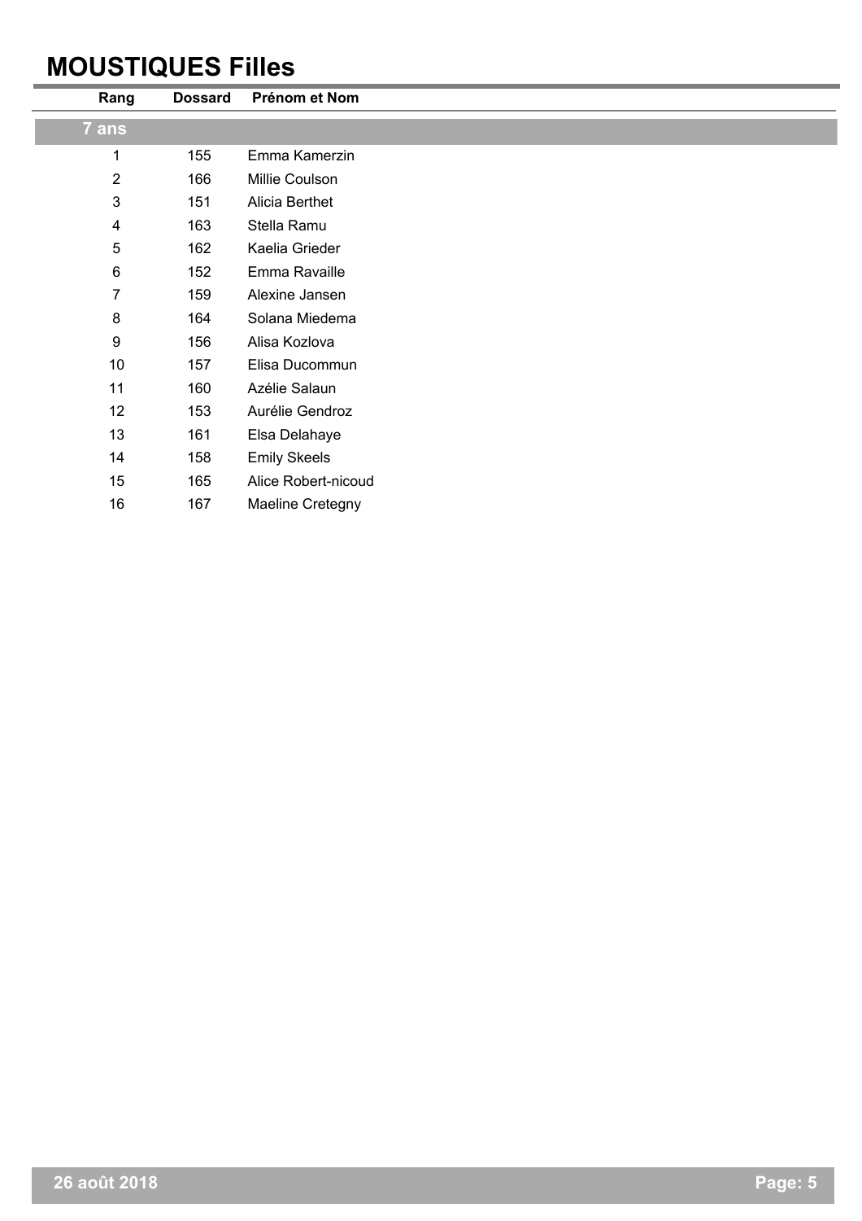# MOUSTIQUES Filles

| Rang | Dossard | Prénom et Nom |
|---|---|---|
| **7 ans** | | |
| 1 | 155 | Emma Kamerzin |
| 2 | 166 | Millie Coulson |
| 3 | 151 | Alicia Berthet |
| 4 | 163 | Stella Ramu |
| 5 | 162 | Kaelia Grieder |
| 6 | 152 | Emma Ravaille |
| 7 | 159 | Alexine Jansen |
| 8 | 164 | Solana Miedema |
| 9 | 156 | Alisa Kozlova |
| 10 | 157 | Elisa Ducommun |
| 11 | 160 | Azélie Salaun |
| 12 | 153 | Aurélie Gendroz |
| 13 | 161 | Elsa Delahaye |
| 14 | 158 | Emily Skeels |
| 15 | 165 | Alice Robert-nicoud |
| 16 | 167 | Maeline Cretegny |

26 août 2018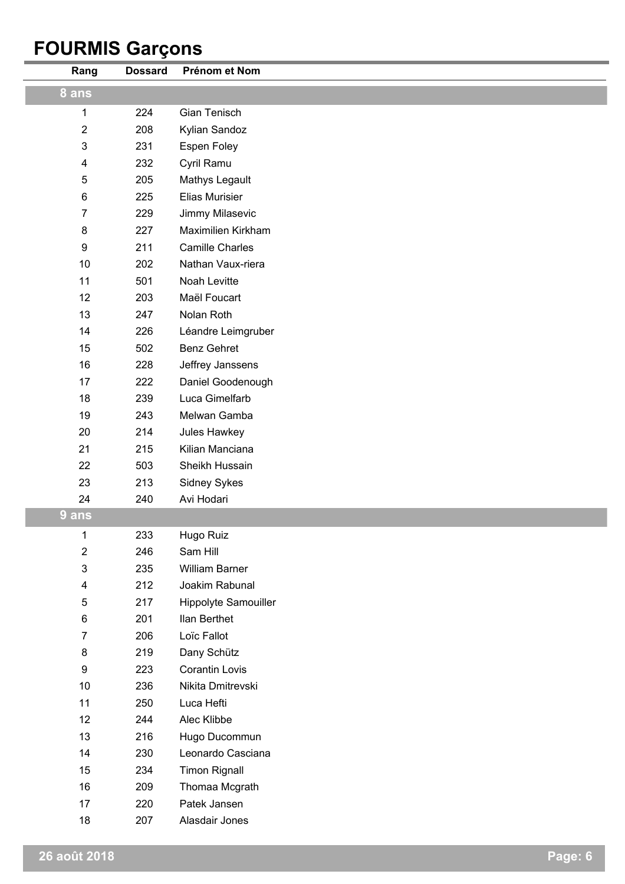# FOURMIS Garçons

| Rang | Dossard | Prénom et Nom |
|---|---|---|
| **8 ans** | | |
| 1 | 224 | Gian Tenisch |
| 2 | 208 | Kylian Sandoz |
| 3 | 231 | Espen Foley |
| 4 | 232 | Cyril Ramu |
| 5 | 205 | Mathys Legault |
| 6 | 225 | Elias Murisier |
| 7 | 229 | Jimmy Milasevic |
| 8 | 227 | Maximilien Kirkham |
| 9 | 211 | Camille Charles |
| 10 | 202 | Nathan Vaux-riera |
| 11 | 501 | Noah Levitte |
| 12 | 203 | Maël Foucart |
| 13 | 247 | Nolan Roth |
| 14 | 226 | Léandre Leimgruber |
| 15 | 502 | Benz Gehret |
| 16 | 228 | Jeffrey Janssens |
| 17 | 222 | Daniel Goodenough |
| 18 | 239 | Luca Gimelfarb |
| 19 | 243 | Melwan Gamba |
| 20 | 214 | Jules Hawkey |
| 21 | 215 | Kilian Manciana |
| 22 | 503 | Sheikh Hussain |
| 23 | 213 | Sidney Sykes |
| 24 | 240 | Avi Hodari |
| **9 ans** | | |
| 1 | 233 | Hugo Ruiz |
| 2 | 246 | Sam Hill |
| 3 | 235 | William Barner |
| 4 | 212 | Joakim Rabunal |
| 5 | 217 | Hippolyte Samouiller |
| 6 | 201 | Ilan Berthet |
| 7 | 206 | Loïc Fallot |
| 8 | 219 | Dany Schütz |
| 9 | 223 | Corantin Lovis |
| 10 | 236 | Nikita Dmitrevski |
| 11 | 250 | Luca Hefti |
| 12 | 244 | Alec Klibbe |
| 13 | 216 | Hugo Ducommun |
| 14 | 230 | Leonardo Casciana |
| 15 | 234 | Timon Rignall |
| 16 | 209 | Thomaa Mcgrath |
| 17 | 220 | Patek Jansen |
| 18 | 207 | Alasdair Jones |

26 août 2018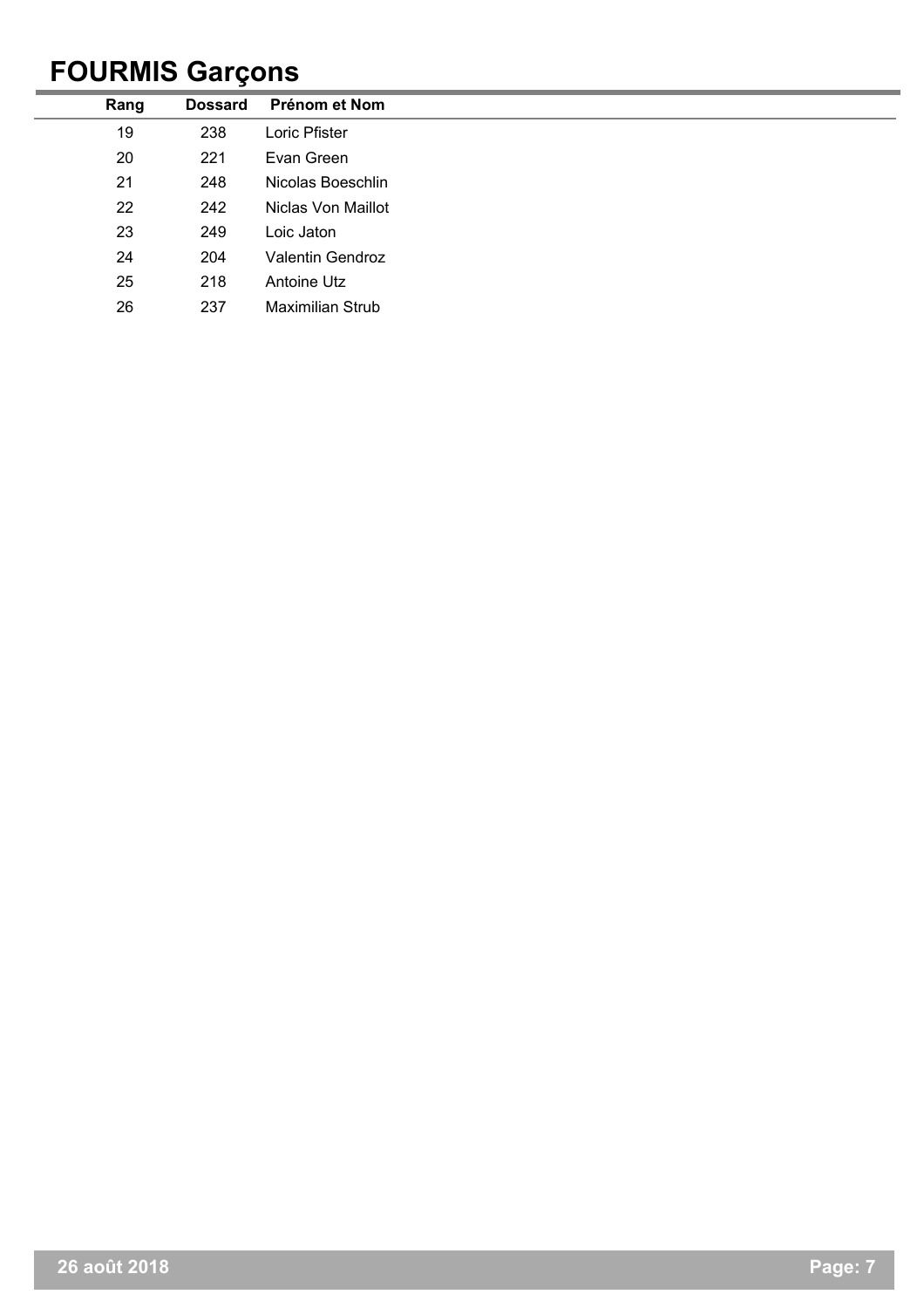# FOURMIS Garçons

| Rang | Dossard | Prénom et Nom |
|---|---|---|
| 19 | 238 | Loric Pfister |
| 20 | 221 | Evan Green |
| 21 | 248 | Nicolas Boeschlin |
| 22 | 242 | Niclas Von Maillot |
| 23 | 249 | Loic Jaton |
| 24 | 204 | Valentin Gendroz |
| 25 | 218 | Antoine Utz |
| 26 | 237 | Maximilian Strub |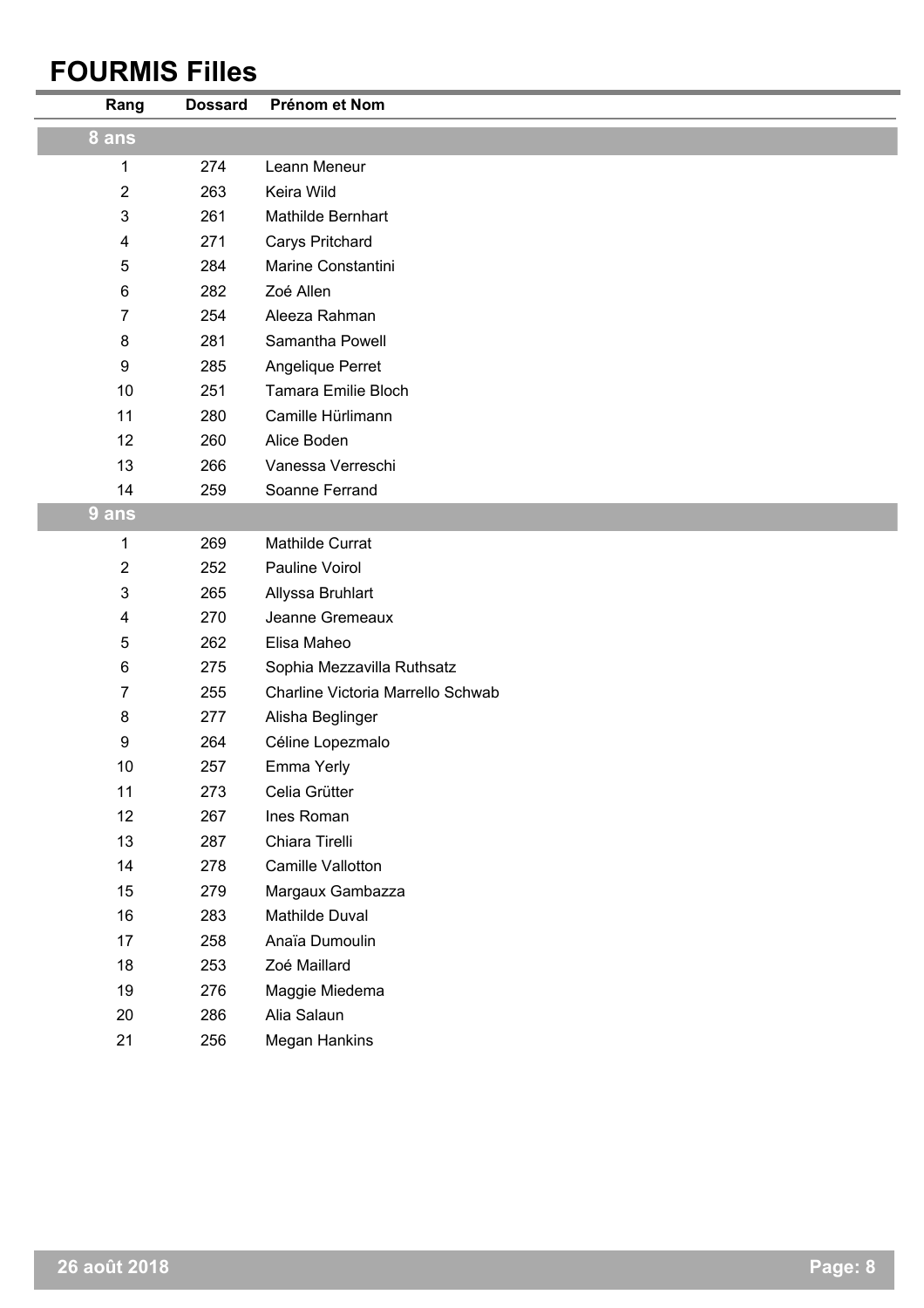# FOURMIS Filles

| Rang | Dossard | Prénom et Nom |
|---|---|---|
| **8 ans** | | |
| 1 | 274 | Leann Meneur |
| 2 | 263 | Keira Wild |
| 3 | 261 | Mathilde Bernhart |
| 4 | 271 | Carys Pritchard |
| 5 | 284 | Marine Constantini |
| 6 | 282 | Zoé Allen |
| 7 | 254 | Aleeza Rahman |
| 8 | 281 | Samantha Powell |
| 9 | 285 | Angelique Perret |
| 10 | 251 | Tamara Emilie Bloch |
| 11 | 280 | Camille Hürlimann |
| 12 | 260 | Alice Boden |
| 13 | 266 | Vanessa Verreschi |
| 14 | 259 | Soanne Ferrand |
| **9 ans** | | |
| 1 | 269 | Mathilde Currat |
| 2 | 252 | Pauline Voirol |
| 3 | 265 | Allyssa Bruhlart |
| 4 | 270 | Jeanne Gremeaux |
| 5 | 262 | Elisa Maheo |
| 6 | 275 | Sophia Mezzavilla Ruthsatz |
| 7 | 255 | Charline Victoria Marrello Schwab |
| 8 | 277 | Alisha Beglinger |
| 9 | 264 | Céline Lopezmalo |
| 10 | 257 | Emma Yerly |
| 11 | 273 | Celia Grütter |
| 12 | 267 | Ines Roman |
| 13 | 287 | Chiara Tirelli |
| 14 | 278 | Camille Vallotton |
| 15 | 279 | Margaux Gambazza |
| 16 | 283 | Mathilde Duval |
| 17 | 258 | Anaïa Dumoulin |
| 18 | 253 | Zoé Maillard |
| 19 | 276 | Maggie Miedema |
| 20 | 286 | Alia Salaun |
| 21 | 256 | Megan Hankins |

**26 août 2018**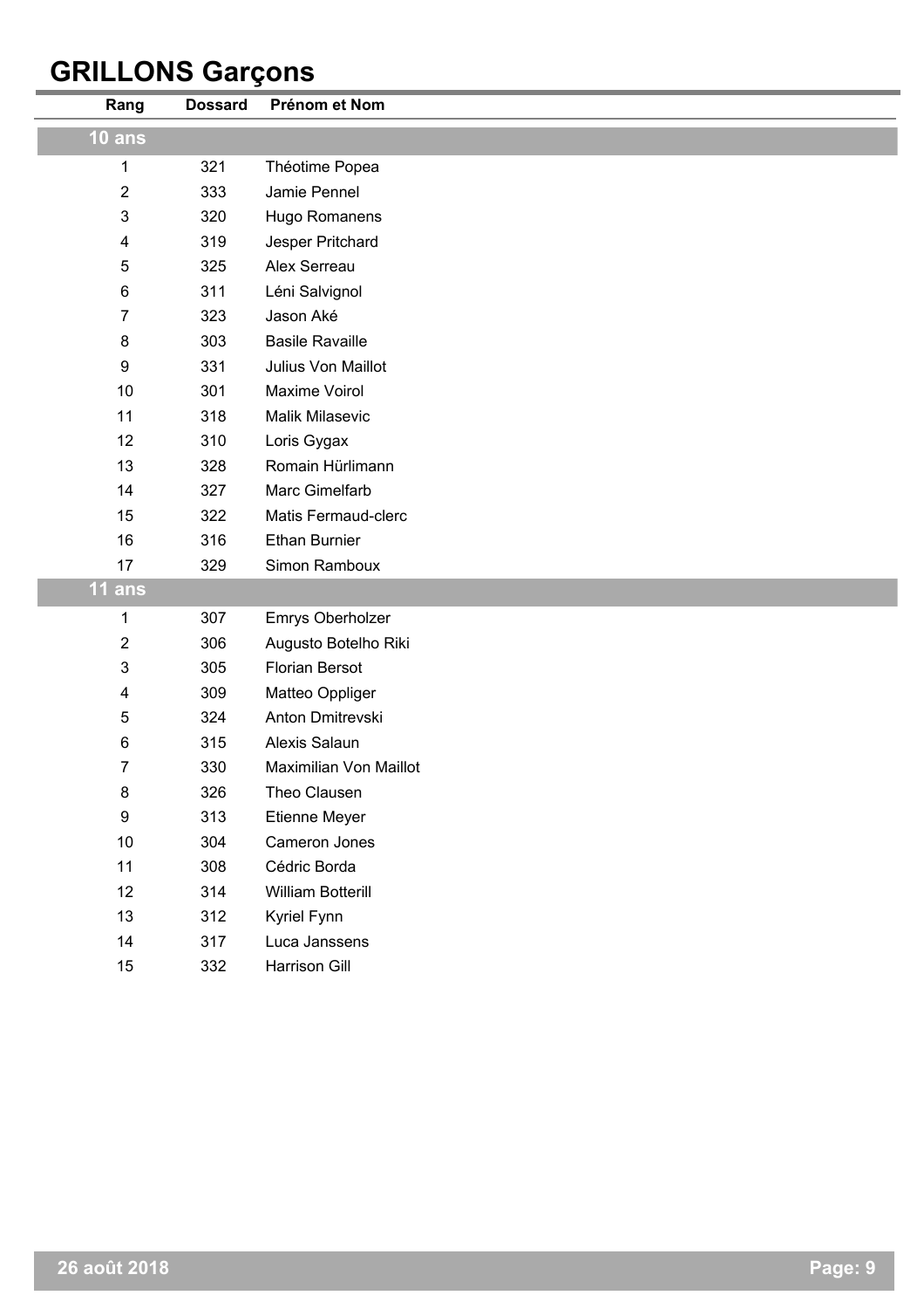# GRILLONS Garçons

| Rang | Dossard | Prénom et Nom |
|---|---|---|
| **10 ans** | | |
| 1 | 321 | Théotime Popea |
| 2 | 333 | Jamie Pennel |
| 3 | 320 | Hugo Romanens |
| 4 | 319 | Jesper Pritchard |
| 5 | 325 | Alex Serreau |
| 6 | 311 | Léni Salvignol |
| 7 | 323 | Jason Aké |
| 8 | 303 | Basile Ravaille |
| 9 | 331 | Julius Von Maillot |
| 10 | 301 | Maxime Voirol |
| 11 | 318 | Malik Milasevic |
| 12 | 310 | Loris Gygax |
| 13 | 328 | Romain Hürlimann |
| 14 | 327 | Marc Gimelfarb |
| 15 | 322 | Matis Fermaud-clerc |
| 16 | 316 | Ethan Burnier |
| 17 | 329 | Simon Ramboux |
| **11 ans** | | |
| 1 | 307 | Emrys Oberholzer |
| 2 | 306 | Augusto Botelho Riki |
| 3 | 305 | Florian Bersot |
| 4 | 309 | Matteo Oppliger |
| 5 | 324 | Anton Dmitrevski |
| 6 | 315 | Alexis Salaun |
| 7 | 330 | Maximilian Von Maillot |
| 8 | 326 | Theo Clausen |
| 9 | 313 | Etienne Meyer |
| 10 | 304 | Cameron Jones |
| 11 | 308 | Cédric Borda |
| 12 | 314 | William Botterill |
| 13 | 312 | Kyriel Fynn |
| 14 | 317 | Luca Janssens |
| 15 | 332 | Harrison Gill |

26 août 2018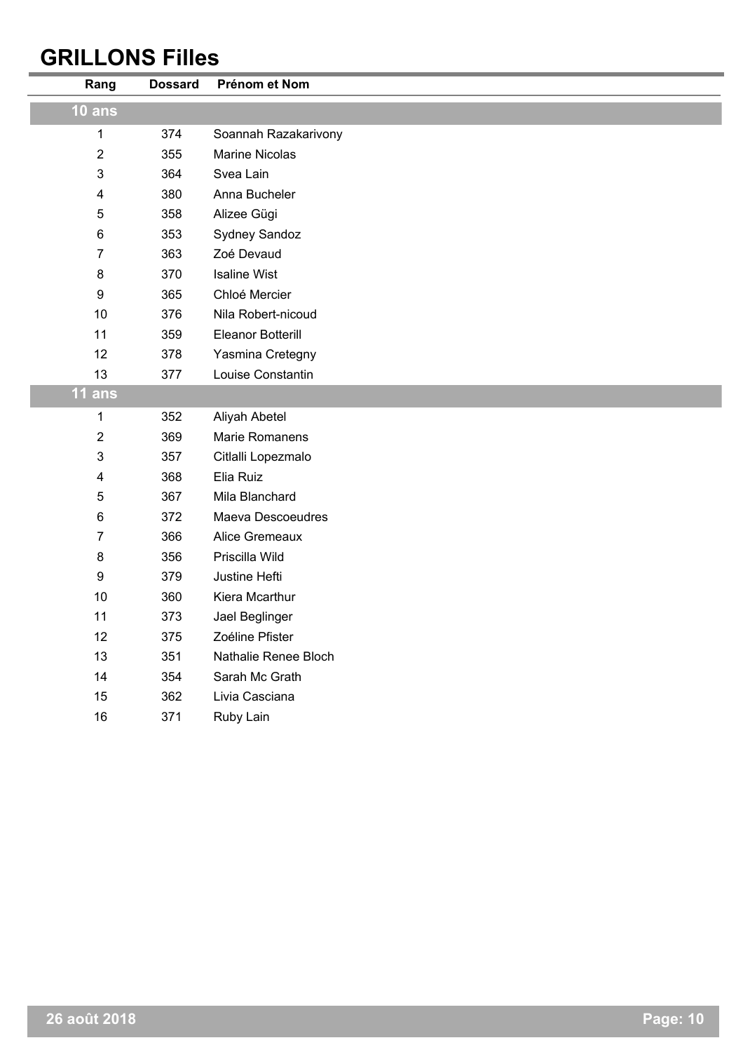# GRILLONS Filles

| Rang | Dossard | Prénom et Nom |
|---|---|---|
| **10 ans** | | |
| 1 | 374 | Soannah Razakarivony |
| 2 | 355 | Marine Nicolas |
| 3 | 364 | Svea Lain |
| 4 | 380 | Anna Bucheler |
| 5 | 358 | Alizee Gügi |
| 6 | 353 | Sydney Sandoz |
| 7 | 363 | Zoé Devaud |
| 8 | 370 | Isaline Wist |
| 9 | 365 | Chloé Mercier |
| 10 | 376 | Nila Robert-nicoud |
| 11 | 359 | Eleanor Botterill |
| 12 | 378 | Yasmina Cretegny |
| 13 | 377 | Louise Constantin |
| **11 ans** | | |
| 1 | 352 | Aliyah Abetel |
| 2 | 369 | Marie Romanens |
| 3 | 357 | Citlalli Lopezmalo |
| 4 | 368 | Elia Ruiz |
| 5 | 367 | Mila Blanchard |
| 6 | 372 | Maeva Descoeudres |
| 7 | 366 | Alice Gremeaux |
| 8 | 356 | Priscilla Wild |
| 9 | 379 | Justine Hefti |
| 10 | 360 | Kiera Mcarthur |
| 11 | 373 | Jael Beglinger |
| 12 | 375 | Zoéline Pfister |
| 13 | 351 | Nathalie Renee Bloch |
| 14 | 354 | Sarah Mc Grath |
| 15 | 362 | Livia Casciana |
| 16 | 371 | Ruby Lain |

26 août 2018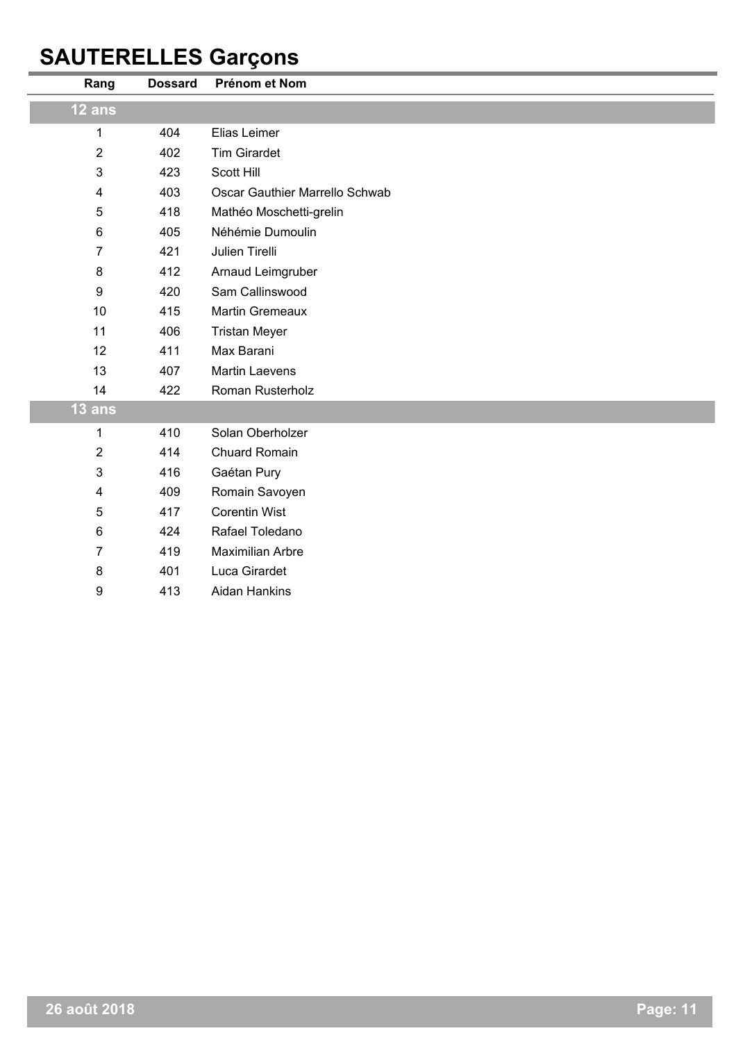# SAUTERELLES Garçons

| Rang | Dossard | Prénom et Nom |
|---|---|---|
| **12 ans** | | |
| 1 | 404 | Elias Leimer |
| 2 | 402 | Tim Girardet |
| 3 | 423 | Scott Hill |
| 4 | 403 | Oscar Gauthier Marrello Schwab |
| 5 | 418 | Mathéo Moschetti-grelin |
| 6 | 405 | Néhémie Dumoulin |
| 7 | 421 | Julien Tirelli |
| 8 | 412 | Arnaud Leimgruber |
| 9 | 420 | Sam Callinswood |
| 10 | 415 | Martin Gremeaux |
| 11 | 406 | Tristan Meyer |
| 12 | 411 | Max Barani |
| 13 | 407 | Martin Laevens |
| 14 | 422 | Roman Rusterholz |
| **13 ans** | | |
| 1 | 410 | Solan Oberholzer |
| 2 | 414 | Chuard Romain |
| 3 | 416 | Gaétan Pury |
| 4 | 409 | Romain Savoyen |
| 5 | 417 | Corentin Wist |
| 6 | 424 | Rafael Toledano |
| 7 | 419 | Maximilian Arbre |
| 8 | 401 | Luca Girardet |
| 9 | 413 | Aidan Hankins |

26 août 2018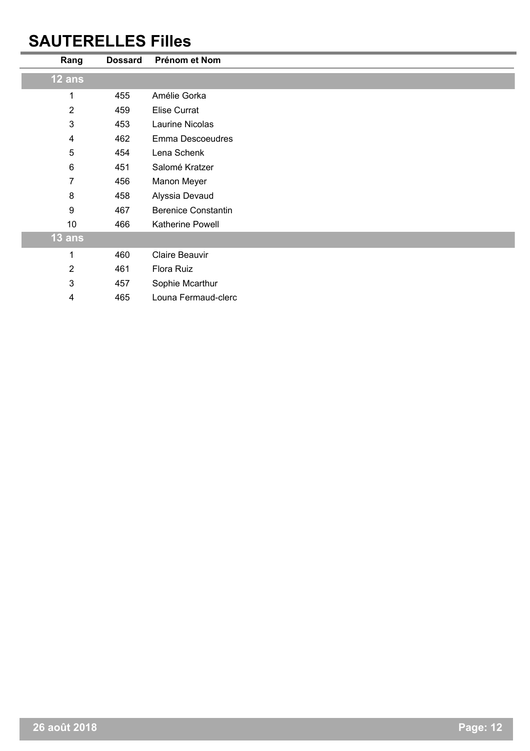# SAUTERELLES Filles

| Rang | Dossard | Prénom et Nom |
|---|---|---|
| **12 ans** | | |
| 1 | 455 | Amélie Gorka |
| 2 | 459 | Elise Currat |
| 3 | 453 | Laurine Nicolas |
| 4 | 462 | Emma Descoeudres |
| 5 | 454 | Lena Schenk |
| 6 | 451 | Salomé Kratzer |
| 7 | 456 | Manon Meyer |
| 8 | 458 | Alyssia Devaud |
| 9 | 467 | Berenice Constantin |
| 10 | 466 | Katherine Powell |
| **13 ans** | | |
| 1 | 460 | Claire Beauvir |
| 2 | 461 | Flora Ruiz |
| 3 | 457 | Sophie Mcarthur |
| 4 | 465 | Louna Fermaud-clerc |

26 août 2018